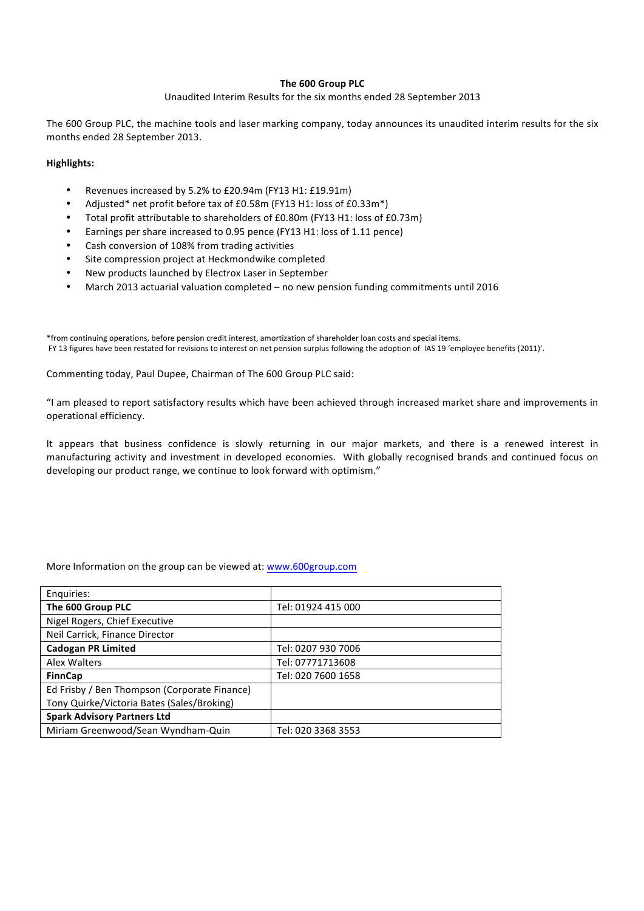# The 600 Group PLC

Unaudited Interim Results for the six months ended 28 September 2013

The 600 Group PLC, the machine tools and laser marking company, today announces its unaudited interim results for the six months ended 28 September 2013.

**Highlights:**

- Revenues increased by 5.2% to £20.94m (FY13 H1: £19.91m)
- Adjusted* net profit before tax of £0.58m (FY13 H1: loss of £0.33m*)
- Total profit attributable to shareholders of £0.80m (FY13 H1: loss of £0.73m)
- Earnings per share increased to 0.95 pence (FY13 H1: loss of 1.11 pence)
- Cash conversion of 108% from trading activities
- Site compression project at Heckmondwike completed
- New products launched by Electrox Laser in September
- March 2013 actuarial valuation completed – no new pension funding commitments until 2016

*from continuing operations, before pension credit interest, amortization of shareholder loan costs and special items.
FY 13 figures have been restated for revisions to interest on net pension surplus following the adoption of IAS 19 'employee benefits (2011)'.

Commenting today, Paul Dupee, Chairman of The 600 Group PLC said:

"I am pleased to report satisfactory results which have been achieved through increased market share and improvements in operational efficiency.

It appears that business confidence is slowly returning in our major markets, and there is a renewed interest in manufacturing activity and investment in developed economies. With globally recognised brands and continued focus on developing our product range, we continue to look forward with optimism."

More Information on the group can be viewed at: www.600group.com

| Enquiries: | |
|---|---|
| **The 600 Group PLC** | Tel: 01924 415 000 |
| Nigel Rogers, Chief Executive | |
| Neil Carrick, Finance Director | |
| **Cadogan PR Limited** | Tel: 0207 930 7006 |
| Alex Walters | Tel: 07771713608 |
| **FinnCap** | Tel: 020 7600 1658 |
| Ed Frisby / Ben Thompson (Corporate Finance)<br>Tony Quirke/Victoria Bates (Sales/Broking) | |
| **Spark Advisory Partners Ltd** | |
| Miriam Greenwood/Sean Wyndham-Quin | Tel: 020 3368 3553 |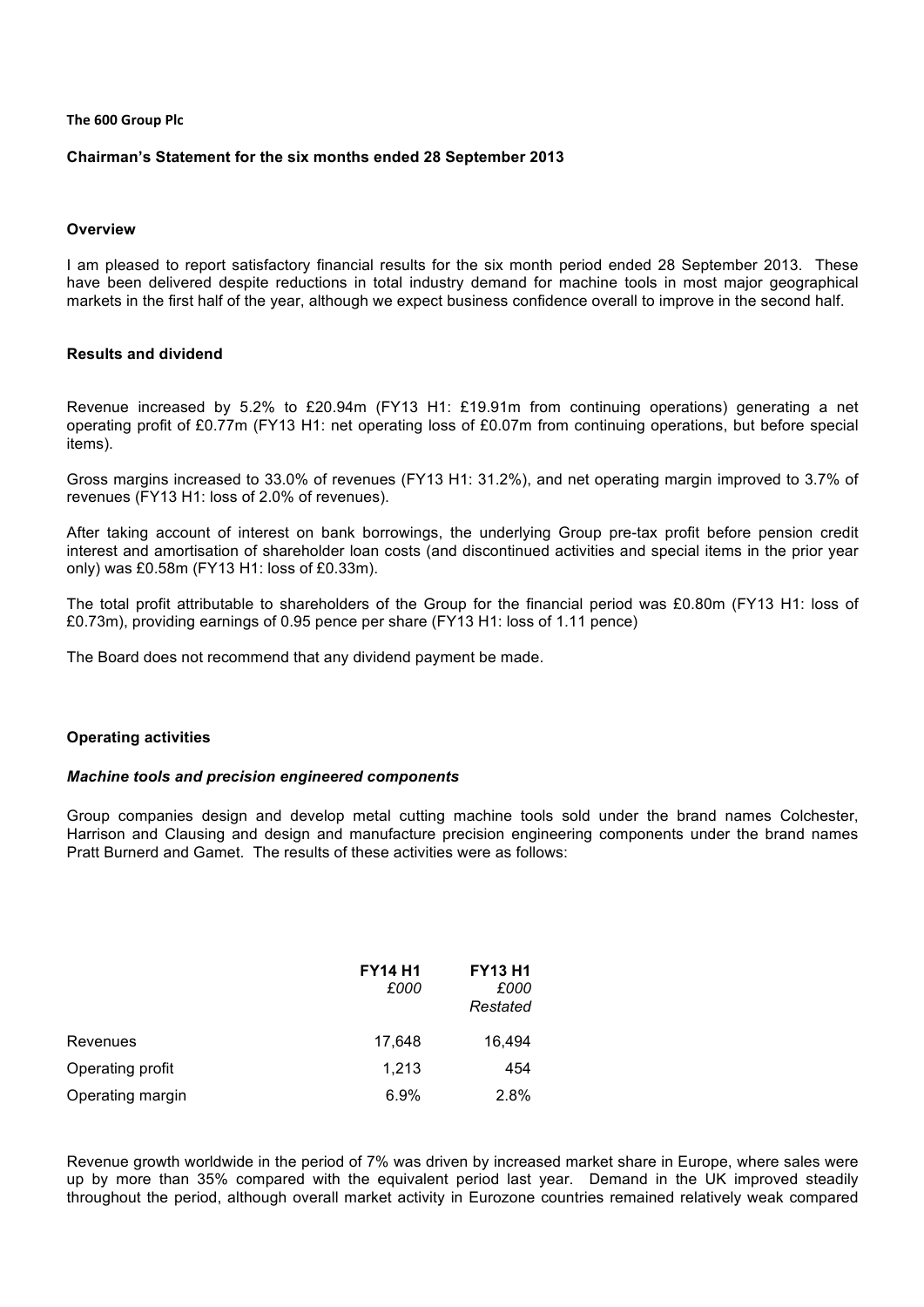The 600 Group Plc

**Chairman's Statement for the six months ended 28 September 2013**

## Overview

I am pleased to report satisfactory financial results for the six month period ended 28 September 2013. These have been delivered despite reductions in total industry demand for machine tools in most major geographical markets in the first half of the year, although we expect business confidence overall to improve in the second half.

## Results and dividend

Revenue increased by 5.2% to £20.94m (FY13 H1: £19.91m from continuing operations) generating a net operating profit of £0.77m (FY13 H1: net operating loss of £0.07m from continuing operations, but before special items).

Gross margins increased to 33.0% of revenues (FY13 H1: 31.2%), and net operating margin improved to 3.7% of revenues (FY13 H1: loss of 2.0% of revenues).

After taking account of interest on bank borrowings, the underlying Group pre-tax profit before pension credit interest and amortisation of shareholder loan costs (and discontinued activities and special items in the prior year only) was £0.58m (FY13 H1: loss of £0.33m).

The total profit attributable to shareholders of the Group for the financial period was £0.80m (FY13 H1: loss of £0.73m), providing earnings of 0.95 pence per share (FY13 H1: loss of 1.11 pence)

The Board does not recommend that any dividend payment be made.

## Operating activities

### *Machine tools and precision engineered components*

Group companies design and develop metal cutting machine tools sold under the brand names Colchester, Harrison and Clausing and design and manufacture precision engineering components under the brand names Pratt Burnerd and Gamet. The results of these activities were as follows:

| | **FY14 H1** *£000* | **FY13 H1** *£000* *Restated* |
|---|---|---|
| Revenues | 17,648 | 16,494 |
| Operating profit | 1,213 | 454 |
| Operating margin | 6.9% | 2.8% |

Revenue growth worldwide in the period of 7% was driven by increased market share in Europe, where sales were up by more than 35% compared with the equivalent period last year. Demand in the UK improved steadily throughout the period, although overall market activity in Eurozone countries remained relatively weak compared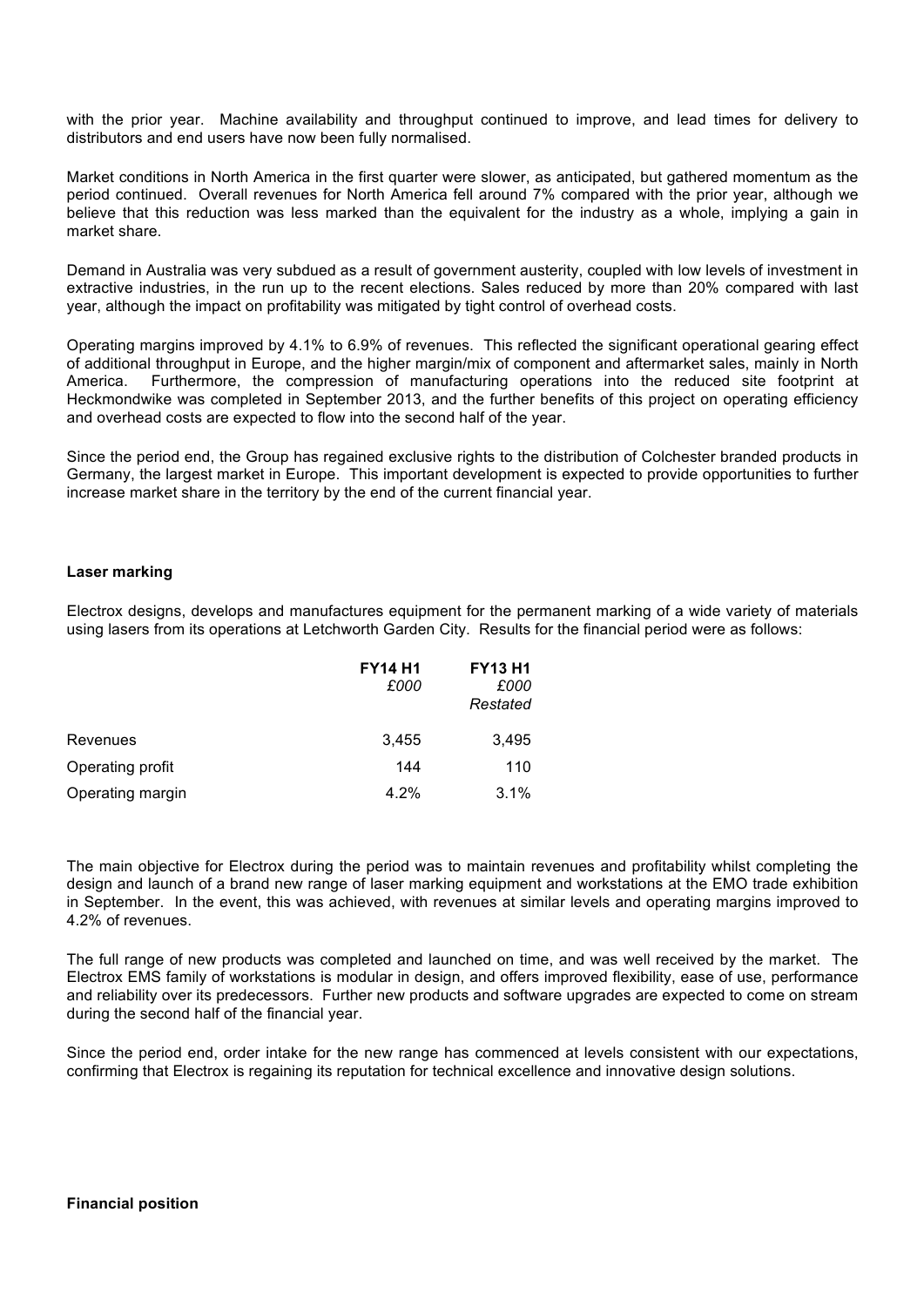with the prior year. Machine availability and throughput continued to improve, and lead times for delivery to distributors and end users have now been fully normalised.

Market conditions in North America in the first quarter were slower, as anticipated, but gathered momentum as the period continued. Overall revenues for North America fell around 7% compared with the prior year, although we believe that this reduction was less marked than the equivalent for the industry as a whole, implying a gain in market share.

Demand in Australia was very subdued as a result of government austerity, coupled with low levels of investment in extractive industries, in the run up to the recent elections. Sales reduced by more than 20% compared with last year, although the impact on profitability was mitigated by tight control of overhead costs.

Operating margins improved by 4.1% to 6.9% of revenues. This reflected the significant operational gearing effect of additional throughput in Europe, and the higher margin/mix of component and aftermarket sales, mainly in North America. Furthermore, the compression of manufacturing operations into the reduced site footprint at Heckmondwike was completed in September 2013, and the further benefits of this project on operating efficiency and overhead costs are expected to flow into the second half of the year.

Since the period end, the Group has regained exclusive rights to the distribution of Colchester branded products in Germany, the largest market in Europe. This important development is expected to provide opportunities to further increase market share in the territory by the end of the current financial year.

**Laser marking**

Electrox designs, develops and manufactures equipment for the permanent marking of a wide variety of materials using lasers from its operations at Letchworth Garden City. Results for the financial period were as follows:

| | **FY14 H1** *£000* | **FY13 H1** *£000* *Restated* |
|---|---|---|
| Revenues | 3,455 | 3,495 |
| Operating profit | 144 | 110 |
| Operating margin | 4.2% | 3.1% |

The main objective for Electrox during the period was to maintain revenues and profitability whilst completing the design and launch of a brand new range of laser marking equipment and workstations at the EMO trade exhibition in September. In the event, this was achieved, with revenues at similar levels and operating margins improved to 4.2% of revenues.

The full range of new products was completed and launched on time, and was well received by the market. The Electrox EMS family of workstations is modular in design, and offers improved flexibility, ease of use, performance and reliability over its predecessors. Further new products and software upgrades are expected to come on stream during the second half of the financial year.

Since the period end, order intake for the new range has commenced at levels consistent with our expectations, confirming that Electrox is regaining its reputation for technical excellence and innovative design solutions.

**Financial position**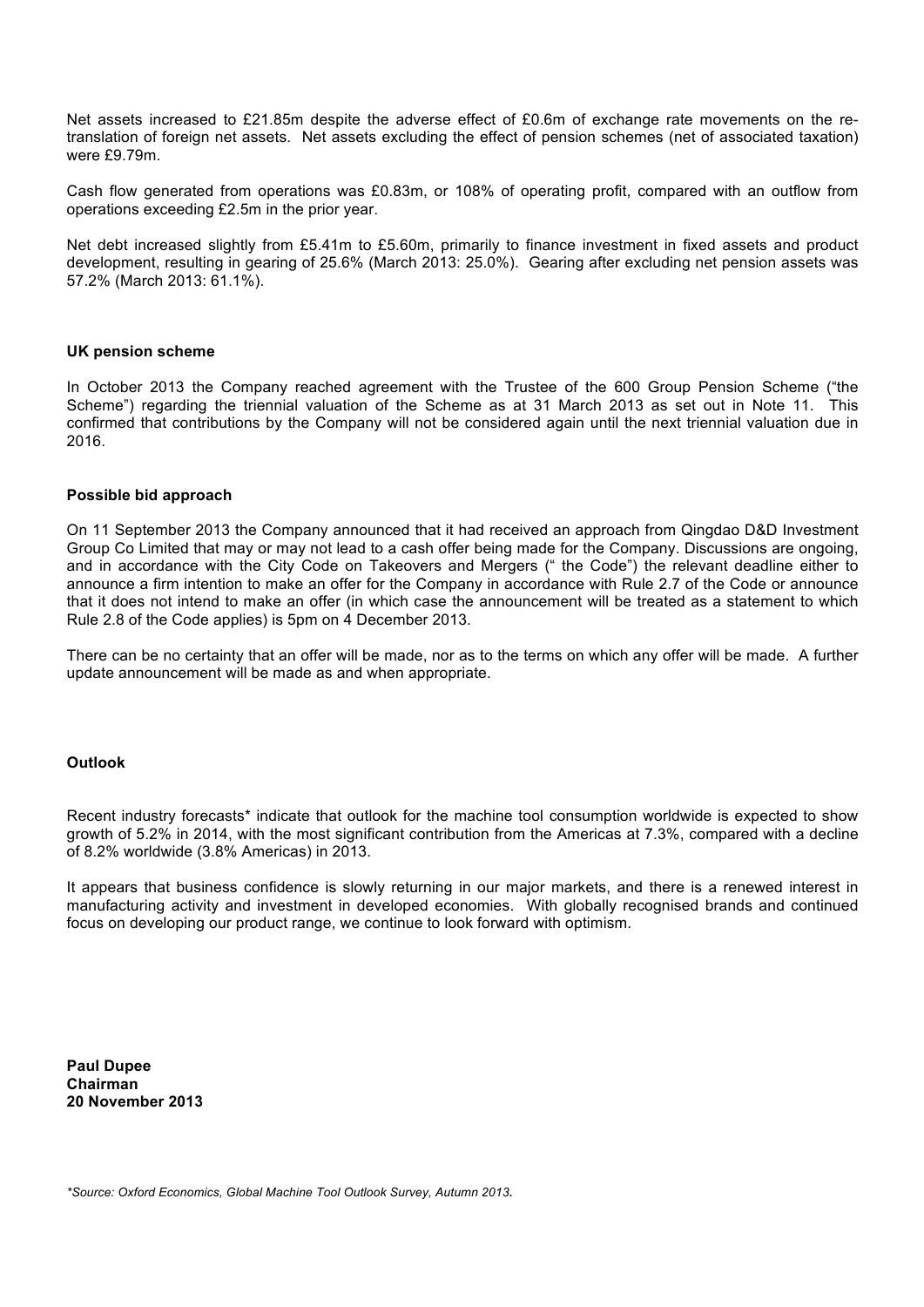Net assets increased to £21.85m despite the adverse effect of £0.6m of exchange rate movements on the re-translation of foreign net assets. Net assets excluding the effect of pension schemes (net of associated taxation) were £9.79m.

Cash flow generated from operations was £0.83m, or 108% of operating profit, compared with an outflow from operations exceeding £2.5m in the prior year.

Net debt increased slightly from £5.41m to £5.60m, primarily to finance investment in fixed assets and product development, resulting in gearing of 25.6% (March 2013: 25.0%). Gearing after excluding net pension assets was 57.2% (March 2013: 61.1%).

**UK pension scheme**

In October 2013 the Company reached agreement with the Trustee of the 600 Group Pension Scheme ("the Scheme") regarding the triennial valuation of the Scheme as at 31 March 2013 as set out in Note 11. This confirmed that contributions by the Company will not be considered again until the next triennial valuation due in 2016.

**Possible bid approach**

On 11 September 2013 the Company announced that it had received an approach from Qingdao D&D Investment Group Co Limited that may or may not lead to a cash offer being made for the Company. Discussions are ongoing, and in accordance with the City Code on Takeovers and Mergers (" the Code") the relevant deadline either to announce a firm intention to make an offer for the Company in accordance with Rule 2.7 of the Code or announce that it does not intend to make an offer (in which case the announcement will be treated as a statement to which Rule 2.8 of the Code applies) is 5pm on 4 December 2013.

There can be no certainty that an offer will be made, nor as to the terms on which any offer will be made. A further update announcement will be made as and when appropriate.

**Outlook**

Recent industry forecasts* indicate that outlook for the machine tool consumption worldwide is expected to show growth of 5.2% in 2014, with the most significant contribution from the Americas at 7.3%, compared with a decline of 8.2% worldwide (3.8% Americas) in 2013.

It appears that business confidence is slowly returning in our major markets, and there is a renewed interest in manufacturing activity and investment in developed economies. With globally recognised brands and continued focus on developing our product range, we continue to look forward with optimism.

**Paul Dupee**
**Chairman**
**20 November 2013**

*\*Source: Oxford Economics, Global Machine Tool Outlook Survey, Autumn 2013.*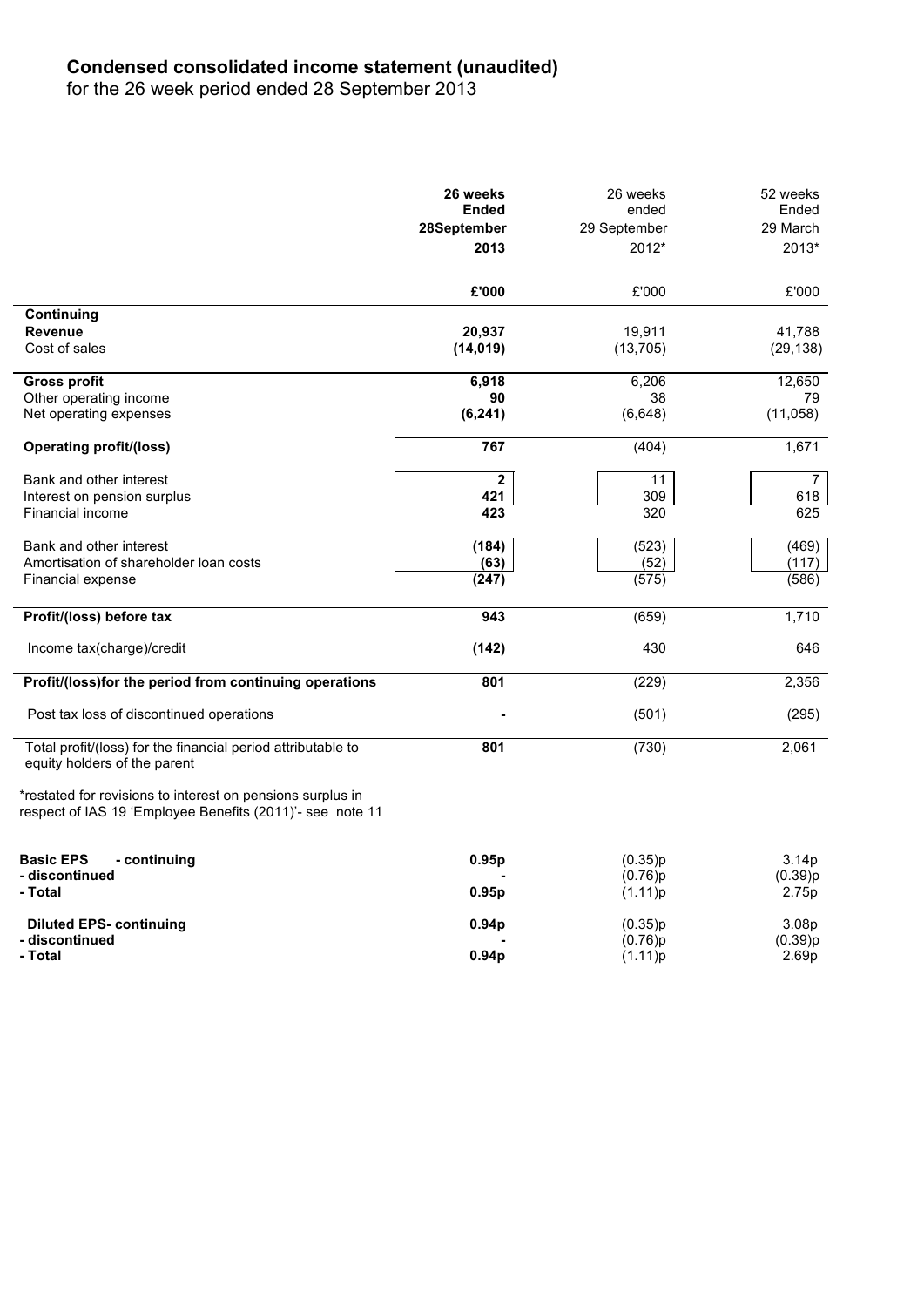## Condensed consolidated income statement (unaudited)

for the 26 week period ended 28 September 2013

| | **26 weeks Ended 28September 2013** | 26 weeks ended 29 September 2012* | 52 weeks Ended 29 March 2013* |
|---|---|---|---|
| | **£'000** | £'000 | £'000 |
| **Continuing** | | | |
| **Revenue** | **20,937** | 19,911 | 41,788 |
| Cost of sales | **(14,019)** | (13,705) | (29,138) |
| **Gross profit** | **6,918** | 6,206 | 12,650 |
| Other operating income | **90** | 38 | 79 |
| Net operating expenses | **(6,241)** | (6,648) | (11,058) |
| **Operating profit/(loss)** | **767** | (404) | 1,671 |
| Bank and other interest | **2** | 11 | 7 |
| Interest on pension surplus | **421** | 309 | 618 |
| Financial income | **423** | 320 | 625 |
| Bank and other interest | **(184)** | (523) | (469) |
| Amortisation of shareholder loan costs | **(63)** | (52) | (117) |
| Financial expense | **(247)** | (575) | (586) |
| **Profit/(loss) before tax** | **943** | (659) | 1,710 |
| Income tax(charge)/credit | **(142)** | 430 | 646 |
| **Profit/(loss)for the period from continuing operations** | **801** | (229) | 2,356 |
| Post tax loss of discontinued operations | **-** | (501) | (295) |
| Total profit/(loss) for the financial period attributable to equity holders of the parent | **801** | (730) | 2,061 |

*restated for revisions to interest on pensions surplus in respect of IAS 19 'Employee Benefits (2011)'- see note 11

| | | | |
|---|---|---|---|
| **Basic EPS - continuing** | **0.95p** | (0.35)p | 3.14p |
| **- discontinued** | **-** | (0.76)p | (0.39)p |
| **- Total** | **0.95p** | (1.11)p | 2.75p |
| **Diluted EPS- continuing** | **0.94p** | (0.35)p | 3.08p |
| **- discontinued** | **-** | (0.76)p | (0.39)p |
| **- Total** | **0.94p** | (1.11)p | 2.69p |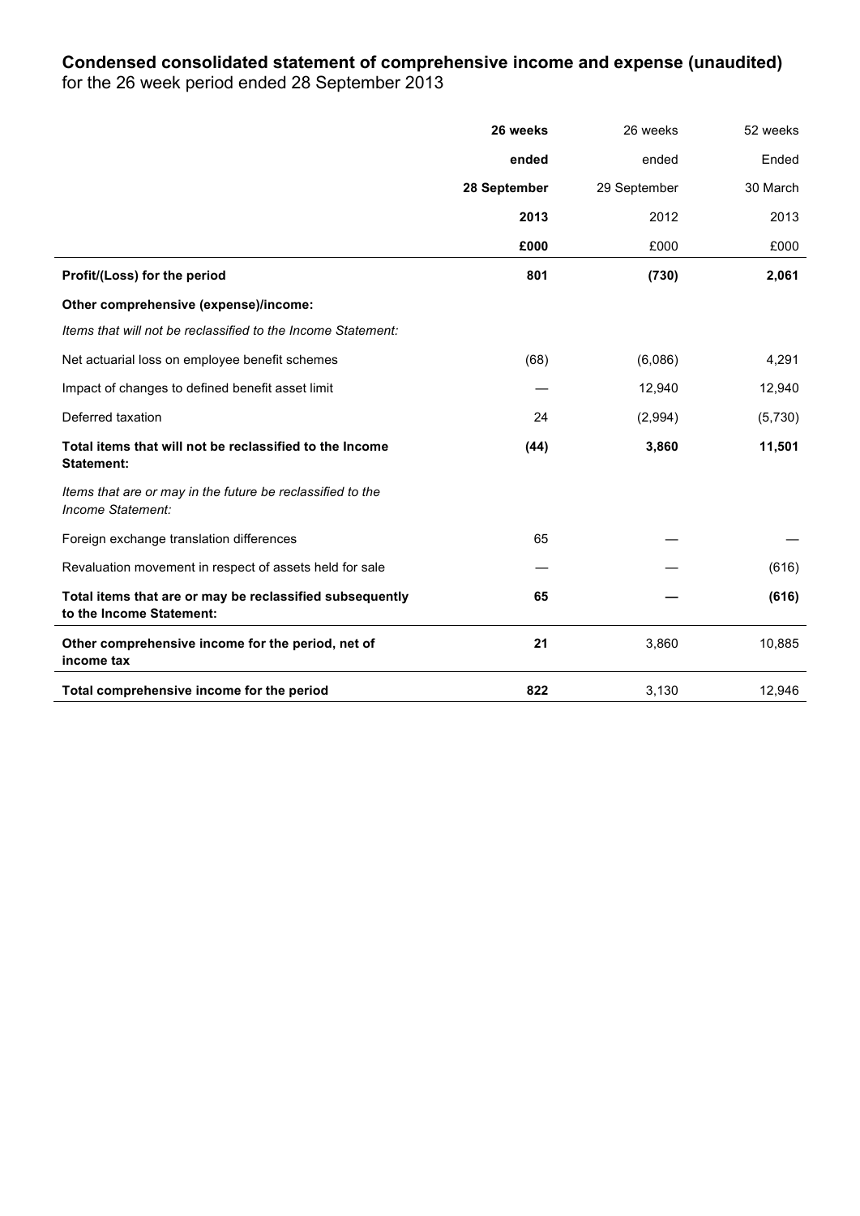**Condensed consolidated statement of comprehensive income and expense (unaudited)**
for the 26 week period ended 28 September 2013

| | **26 weeks ended 28 September 2013** | 26 weeks ended 29 September 2012 | 52 weeks Ended 30 March 2013 |
|---|---|---|---|
| | **£000** | £000 | £000 |
| **Profit/(Loss) for the period** | **801** | **(730)** | **2,061** |
| **Other comprehensive (expense)/income:** | | | |
| *Items that will not be reclassified to the Income Statement:* | | | |
| Net actuarial loss on employee benefit schemes | (68) | (6,086) | 4,291 |
| Impact of changes to defined benefit asset limit | — | 12,940 | 12,940 |
| Deferred taxation | 24 | (2,994) | (5,730) |
| **Total items that will not be reclassified to the Income Statement:** | **(44)** | **3,860** | **11,501** |
| *Items that are or may in the future be reclassified to the Income Statement:* | | | |
| Foreign exchange translation differences | 65 | — | — |
| Revaluation movement in respect of assets held for sale | — | — | (616) |
| **Total items that are or may be reclassified subsequently to the Income Statement:** | **65** | **—** | **(616)** |
| **Other comprehensive income for the period, net of income tax** | **21** | 3,860 | 10,885 |
| **Total comprehensive income for the period** | **822** | 3,130 | 12,946 |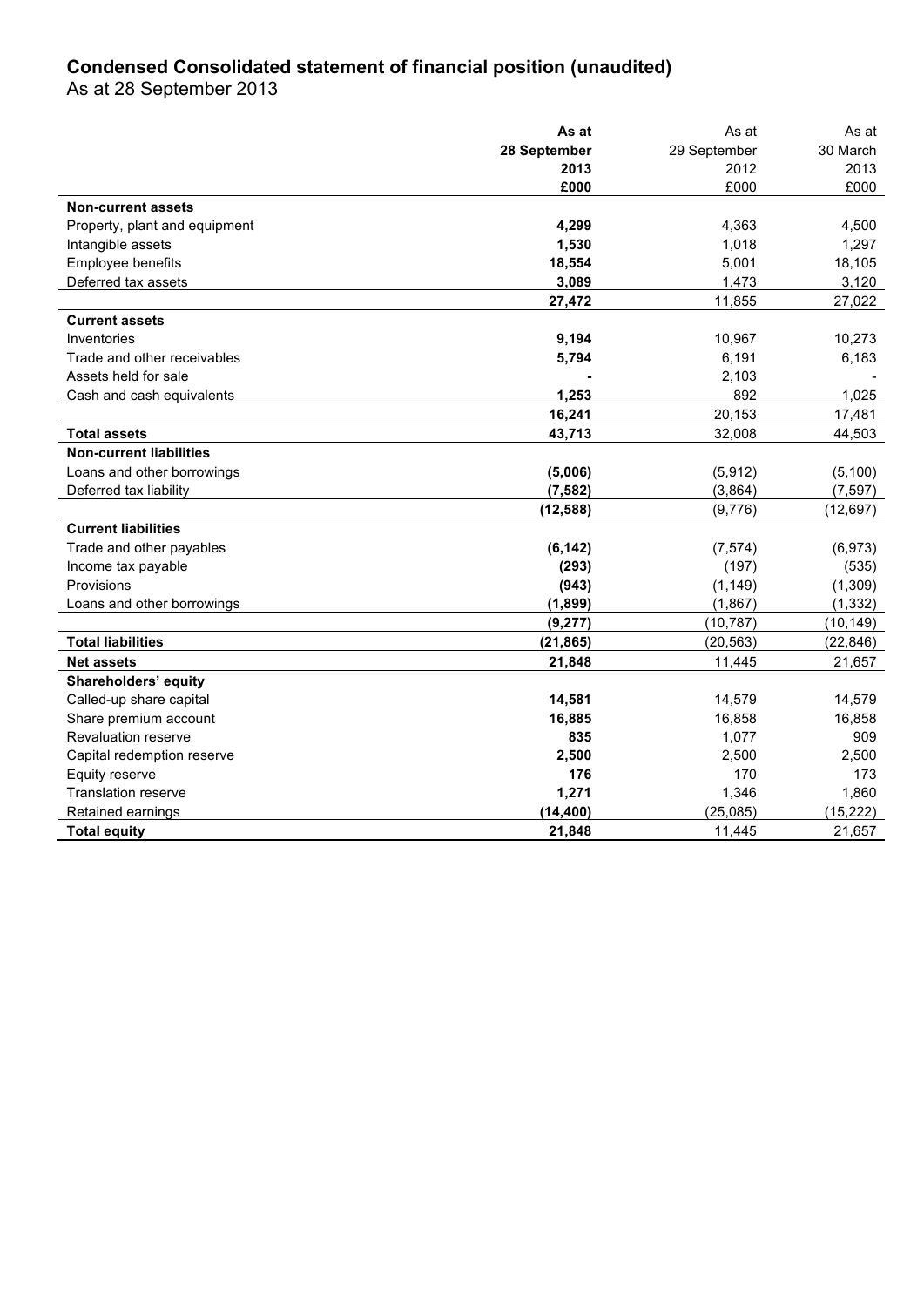# Condensed Consolidated statement of financial position (unaudited)

As at 28 September 2013

| | **As at 28 September 2013 £000** | As at 29 September 2012 £000 | As at 30 March 2013 £000 |
|---|---|---|---|
| **Non-current assets** | | | |
| Property, plant and equipment | **4,299** | 4,363 | 4,500 |
| Intangible assets | **1,530** | 1,018 | 1,297 |
| Employee benefits | **18,554** | 5,001 | 18,105 |
| Deferred tax assets | **3,089** | 1,473 | 3,120 |
| | **27,472** | 11,855 | 27,022 |
| **Current assets** | | | |
| Inventories | **9,194** | 10,967 | 10,273 |
| Trade and other receivables | **5,794** | 6,191 | 6,183 |
| Assets held for sale | **-** | 2,103 | - |
| Cash and cash equivalents | **1,253** | 892 | 1,025 |
| | **16,241** | 20,153 | 17,481 |
| **Total assets** | **43,713** | 32,008 | 44,503 |
| **Non-current liabilities** | | | |
| Loans and other borrowings | **(5,006)** | (5,912) | (5,100) |
| Deferred tax liability | **(7,582)** | (3,864) | (7,597) |
| | **(12,588)** | (9,776) | (12,697) |
| **Current liabilities** | | | |
| Trade and other payables | **(6,142)** | (7,574) | (6,973) |
| Income tax payable | **(293)** | (197) | (535) |
| Provisions | **(943)** | (1,149) | (1,309) |
| Loans and other borrowings | **(1,899)** | (1,867) | (1,332) |
| | **(9,277)** | (10,787) | (10,149) |
| **Total liabilities** | **(21,865)** | (20,563) | (22,846) |
| **Net assets** | **21,848** | 11,445 | 21,657 |
| **Shareholders' equity** | | | |
| Called-up share capital | **14,581** | 14,579 | 14,579 |
| Share premium account | **16,885** | 16,858 | 16,858 |
| Revaluation reserve | **835** | 1,077 | 909 |
| Capital redemption reserve | **2,500** | 2,500 | 2,500 |
| Equity reserve | **176** | 170 | 173 |
| Translation reserve | **1,271** | 1,346 | 1,860 |
| Retained earnings | **(14,400)** | (25,085) | (15,222) |
| **Total equity** | **21,848** | 11,445 | 21,657 |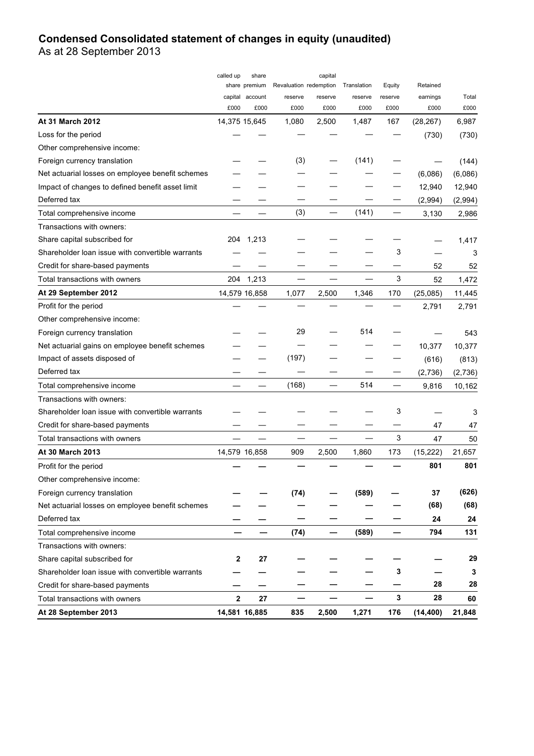# Condensed Consolidated statement of changes in equity (unaudited)

As at 28 September 2013

| | called up share capital £000 | share premium account £000 | Revaluation reserve £000 | capital redemption reserve £000 | Translation reserve £000 | Equity reserve £000 | Retained earnings £000 | Total £000 |
|---|---|---|---|---|---|---|---|---|
| **At 31 March 2012** | 14,375 | 15,645 | 1,080 | 2,500 | 1,487 | 167 | (28,267) | 6,987 |
| Loss for the period | — | — | — | — | — | — | (730) | (730) |
| Other comprehensive income: | | | | | | | | |
| Foreign currency translation | — | — | (3) | — | (141) | — | — | (144) |
| Net actuarial losses on employee benefit schemes | — | — | — | — | — | — | (6,086) | (6,086) |
| Impact of changes to defined benefit asset limit | — | — | — | — | — | — | 12,940 | 12,940 |
| Deferred tax | — | — | — | — | — | — | (2,994) | (2,994) |
| Total comprehensive income | — | — | (3) | — | (141) | — | 3,130 | 2,986 |
| Transactions with owners: | | | | | | | | |
| Share capital subscribed for | 204 | 1,213 | — | — | — | — | — | 1,417 |
| Shareholder loan issue with convertible warrants | — | — | — | — | — | 3 | — | 3 |
| Credit for share-based payments | — | — | — | — | — | — | 52 | 52 |
| Total transactions with owners | 204 | 1,213 | — | — | — | 3 | 52 | 1,472 |
| **At 29 September 2012** | 14,579 | 16,858 | 1,077 | 2,500 | 1,346 | 170 | (25,085) | 11,445 |
| Profit for the period | — | — | — | — | — | — | 2,791 | 2,791 |
| Other comprehensive income: | | | | | | | | |
| Foreign currency translation | — | — | 29 | — | 514 | — | — | 543 |
| Net actuarial gains on employee benefit schemes | — | — | — | — | — | — | 10,377 | 10,377 |
| Impact of assets disposed of | — | — | (197) | — | — | — | (616) | (813) |
| Deferred tax | — | — | — | — | — | — | (2,736) | (2,736) |
| Total comprehensive income | — | — | (168) | — | 514 | — | 9,816 | 10,162 |
| Transactions with owners: | | | | | | | | |
| Shareholder loan issue with convertible warrants | — | — | — | — | — | 3 | — | 3 |
| Credit for share-based payments | — | — | — | — | — | — | 47 | 47 |
| Total transactions with owners | — | — | — | — | — | 3 | 47 | 50 |
| **At 30 March 2013** | 14,579 | 16,858 | 909 | 2,500 | 1,860 | 173 | (15,222) | 21,657 |
| Profit for the period | **—** | **—** | **—** | **—** | **—** | **—** | **801** | **801** |
| Other comprehensive income: | | | | | | | | |
| Foreign currency translation | **—** | **—** | **(74)** | **—** | **(589)** | **—** | **37** | **(626)** |
| Net actuarial losses on employee benefit schemes | **—** | **—** | **—** | **—** | **—** | **—** | **(68)** | **(68)** |
| Deferred tax | **—** | **—** | **—** | **—** | **—** | **—** | **24** | **24** |
| Total comprehensive income | **—** | **—** | **(74)** | **—** | **(589)** | **—** | **794** | **131** |
| Transactions with owners: | | | | | | | | |
| Share capital subscribed for | **2** | **27** | **—** | **—** | **—** | **—** | **—** | **29** |
| Shareholder loan issue with convertible warrants | **—** | **—** | **—** | **—** | **—** | **3** | **—** | **3** |
| Credit for share-based payments | **—** | **—** | **—** | **—** | **—** | **—** | **28** | **28** |
| Total transactions with owners | **2** | **27** | **—** | **—** | **—** | **3** | **28** | **60** |
| **At 28 September 2013** | **14,581** | **16,885** | **835** | **2,500** | **1,271** | **176** | **(14,400)** | **21,848** |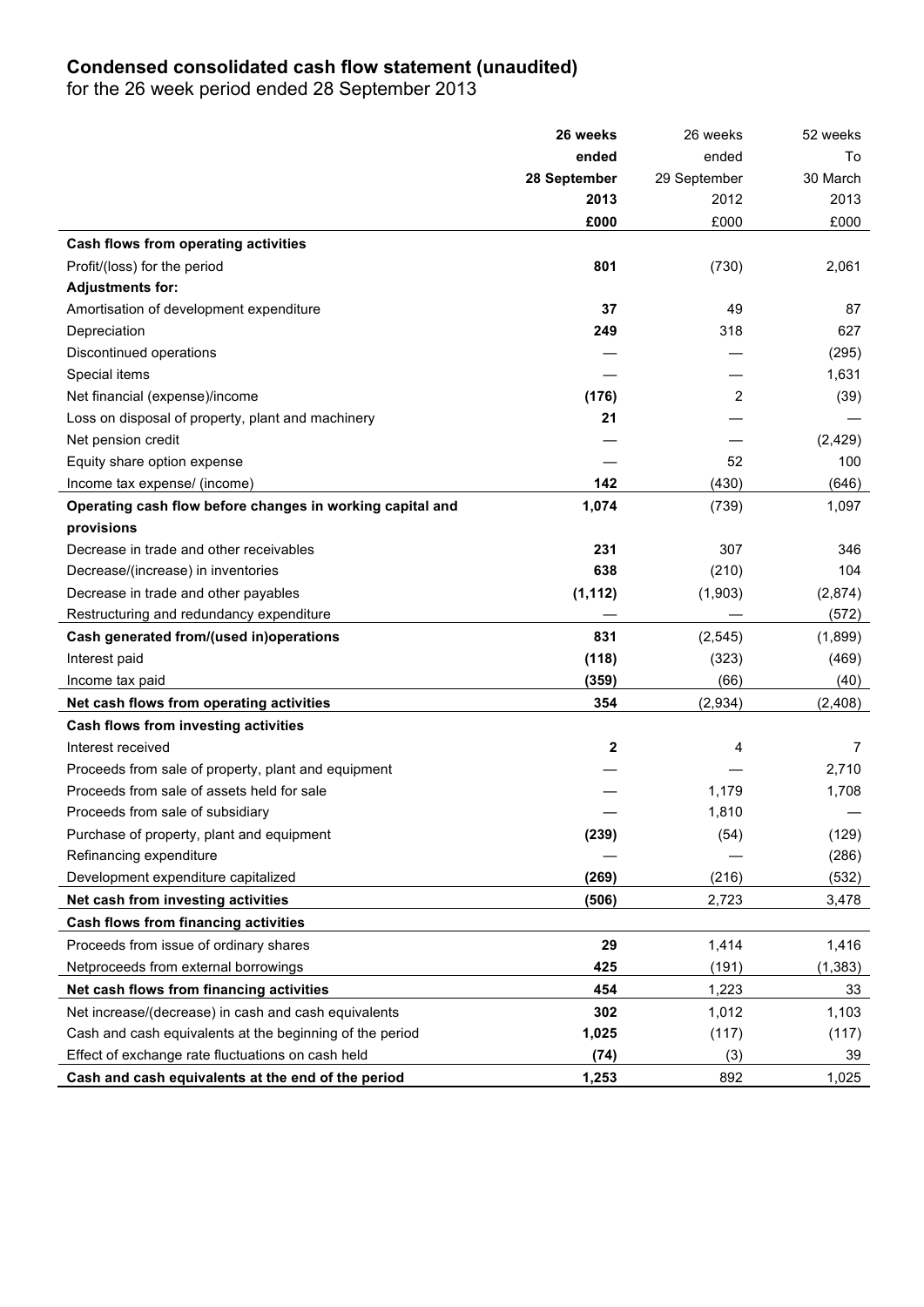**Condensed consolidated cash flow statement (unaudited)**

for the 26 week period ended 28 September 2013

| | **26 weeks ended 28 September 2013 £000** | 26 weeks ended 29 September 2012 £000 | 52 weeks To 30 March 2013 £000 |
|---|---|---|---|
| **Cash flows from operating activities** | | | |
| Profit/(loss) for the period | **801** | (730) | 2,061 |
| **Adjustments for:** | | | |
| Amortisation of development expenditure | **37** | 49 | 87 |
| Depreciation | **249** | 318 | 627 |
| Discontinued operations | **—** | — | (295) |
| Special items | **—** | — | 1,631 |
| Net financial (expense)/income | **(176)** | 2 | (39) |
| Loss on disposal of property, plant and machinery | **21** | | — |
| Net pension credit | **—** | — | (2,429) |
| Equity share option expense | **—** | 52 | 100 |
| Income tax expense/ (income) | **142** | (430) | (646) |
| **Operating cash flow before changes in working capital and provisions** | **1,074** | (739) | 1,097 |
| Decrease in trade and other receivables | **231** | 307 | 346 |
| Decrease/(increase) in inventories | **638** | (210) | 104 |
| Decrease in trade and other payables | **(1,112)** | (1,903) | (2,874) |
| Restructuring and redundancy expenditure | **—** | — | (572) |
| **Cash generated from/(used in)operations** | **831** | (2,545) | (1,899) |
| Interest paid | **(118)** | (323) | (469) |
| Income tax paid | **(359)** | (66) | (40) |
| **Net cash flows from operating activities** | **354** | (2,934) | (2,408) |
| **Cash flows from investing activities** | | | |
| Interest received | **2** | 4 | 7 |
| Proceeds from sale of property, plant and equipment | **—** | — | 2,710 |
| Proceeds from sale of assets held for sale | **—** | 1,179 | 1,708 |
| Proceeds from sale of subsidiary | **—** | 1,810 | — |
| Purchase of property, plant and equipment | **(239)** | (54) | (129) |
| Refinancing expenditure | **—** | — | (286) |
| Development expenditure capitalized | **(269)** | (216) | (532) |
| **Net cash from investing activities** | **(506)** | 2,723 | 3,478 |
| **Cash flows from financing activities** | | | |
| Proceeds from issue of ordinary shares | **29** | 1,414 | 1,416 |
| Netproceeds from external borrowings | **425** | (191) | (1,383) |
| **Net cash flows from financing activities** | **454** | 1,223 | 33 |
| Net increase/(decrease) in cash and cash equivalents | **302** | 1,012 | 1,103 |
| Cash and cash equivalents at the beginning of the period | **1,025** | (117) | (117) |
| Effect of exchange rate fluctuations on cash held | **(74)** | (3) | 39 |
| **Cash and cash equivalents at the end of the period** | **1,253** | 892 | 1,025 |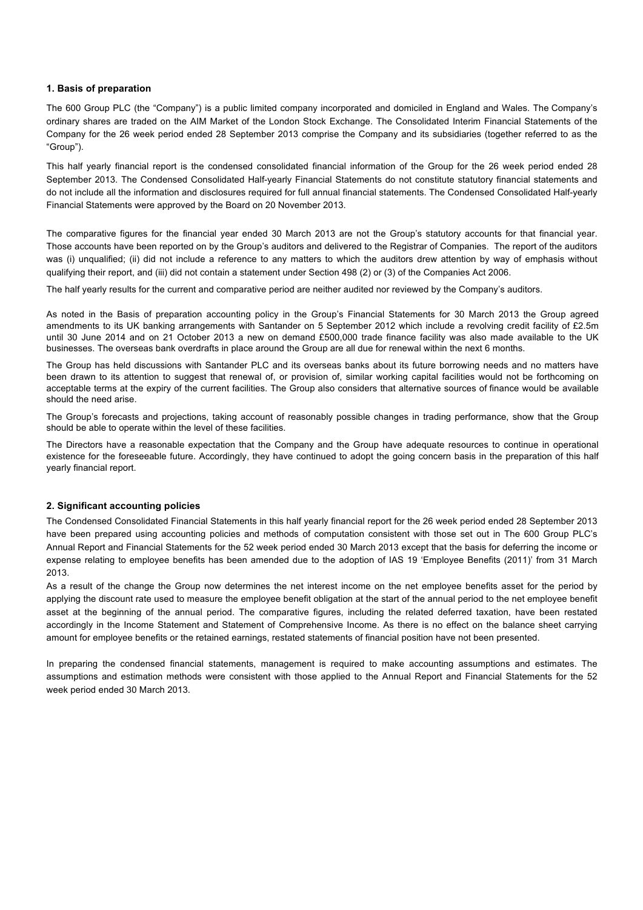## 1. Basis of preparation

The 600 Group PLC (the "Company") is a public limited company incorporated and domiciled in England and Wales. The Company's ordinary shares are traded on the AIM Market of the London Stock Exchange. The Consolidated Interim Financial Statements of the Company for the 26 week period ended 28 September 2013 comprise the Company and its subsidiaries (together referred to as the "Group").

This half yearly financial report is the condensed consolidated financial information of the Group for the 26 week period ended 28 September 2013. The Condensed Consolidated Half-yearly Financial Statements do not constitute statutory financial statements and do not include all the information and disclosures required for full annual financial statements. The Condensed Consolidated Half-yearly Financial Statements were approved by the Board on 20 November 2013.

The comparative figures for the financial year ended 30 March 2013 are not the Group's statutory accounts for that financial year. Those accounts have been reported on by the Group's auditors and delivered to the Registrar of Companies. The report of the auditors was (i) unqualified; (ii) did not include a reference to any matters to which the auditors drew attention by way of emphasis without qualifying their report, and (iii) did not contain a statement under Section 498 (2) or (3) of the Companies Act 2006.

The half yearly results for the current and comparative period are neither audited nor reviewed by the Company's auditors.

As noted in the Basis of preparation accounting policy in the Group's Financial Statements for 30 March 2013 the Group agreed amendments to its UK banking arrangements with Santander on 5 September 2012 which include a revolving credit facility of £2.5m until 30 June 2014 and on 21 October 2013 a new on demand £500,000 trade finance facility was also made available to the UK businesses. The overseas bank overdrafts in place around the Group are all due for renewal within the next 6 months.

The Group has held discussions with Santander PLC and its overseas banks about its future borrowing needs and no matters have been drawn to its attention to suggest that renewal of, or provision of, similar working capital facilities would not be forthcoming on acceptable terms at the expiry of the current facilities. The Group also considers that alternative sources of finance would be available should the need arise.

The Group's forecasts and projections, taking account of reasonably possible changes in trading performance, show that the Group should be able to operate within the level of these facilities.

The Directors have a reasonable expectation that the Company and the Group have adequate resources to continue in operational existence for the foreseeable future. Accordingly, they have continued to adopt the going concern basis in the preparation of this half yearly financial report.

## 2. Significant accounting policies

The Condensed Consolidated Financial Statements in this half yearly financial report for the 26 week period ended 28 September 2013 have been prepared using accounting policies and methods of computation consistent with those set out in The 600 Group PLC's Annual Report and Financial Statements for the 52 week period ended 30 March 2013 except that the basis for deferring the income or expense relating to employee benefits has been amended due to the adoption of IAS 19 'Employee Benefits (2011)' from 31 March 2013.

As a result of the change the Group now determines the net interest income on the net employee benefits asset for the period by applying the discount rate used to measure the employee benefit obligation at the start of the annual period to the net employee benefit asset at the beginning of the annual period. The comparative figures, including the related deferred taxation, have been restated accordingly in the Income Statement and Statement of Comprehensive Income. As there is no effect on the balance sheet carrying amount for employee benefits or the retained earnings, restated statements of financial position have not been presented.

In preparing the condensed financial statements, management is required to make accounting assumptions and estimates. The assumptions and estimation methods were consistent with those applied to the Annual Report and Financial Statements for the 52 week period ended 30 March 2013.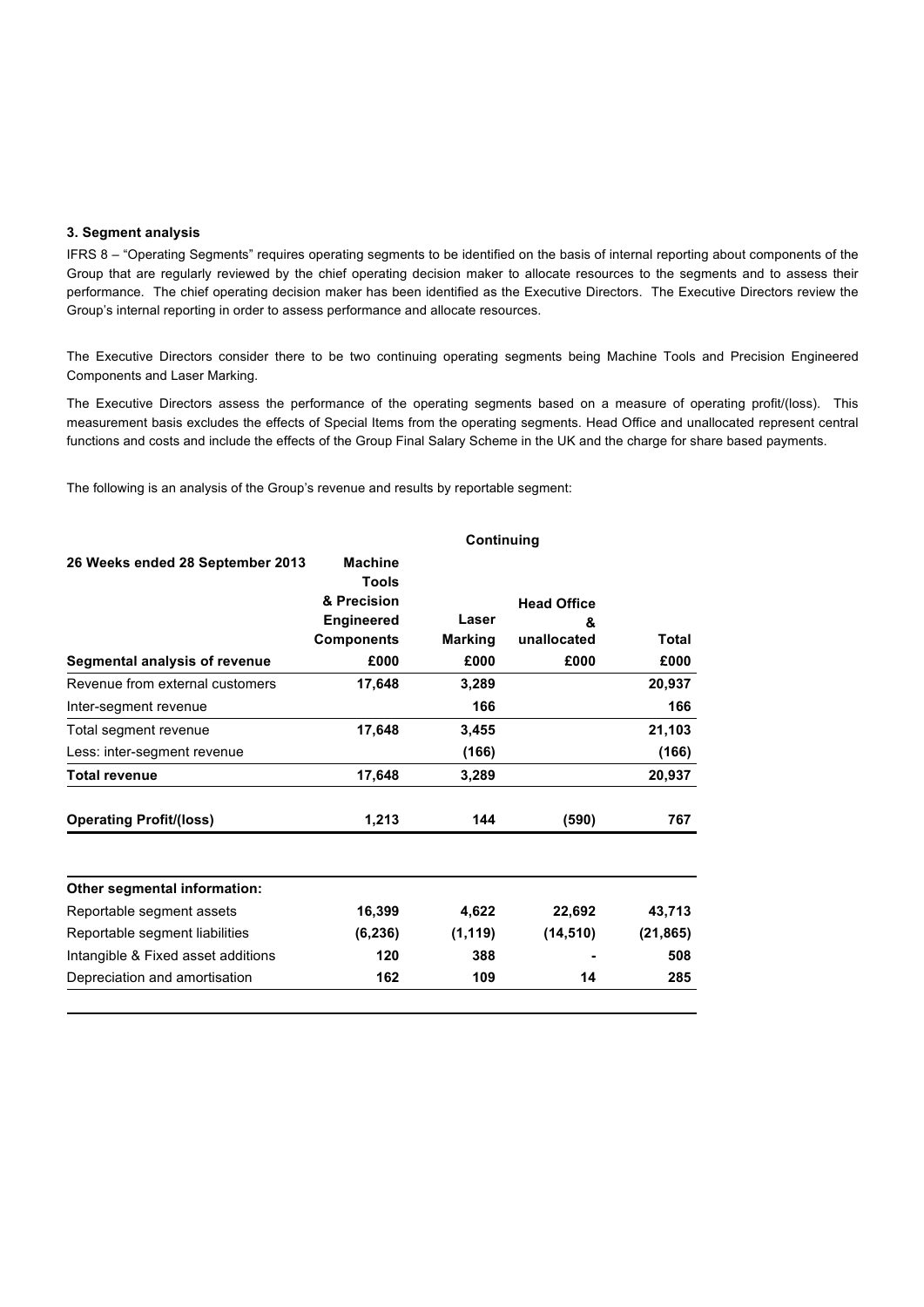### 3. Segment analysis

IFRS 8 – "Operating Segments" requires operating segments to be identified on the basis of internal reporting about components of the Group that are regularly reviewed by the chief operating decision maker to allocate resources to the segments and to assess their performance. The chief operating decision maker has been identified as the Executive Directors. The Executive Directors review the Group's internal reporting in order to assess performance and allocate resources.

The Executive Directors consider there to be two continuing operating segments being Machine Tools and Precision Engineered Components and Laser Marking.

The Executive Directors assess the performance of the operating segments based on a measure of operating profit/(loss). This measurement basis excludes the effects of Special Items from the operating segments. Head Office and unallocated represent central functions and costs and include the effects of the Group Final Salary Scheme in the UK and the charge for share based payments.

The following is an analysis of the Group's revenue and results by reportable segment:

| | Continuing | | | |
|---|---|---|---|---|
| **26 Weeks ended 28 September 2013** | **Machine Tools & Precision Engineered Components** | **Laser Marking** | **Head Office & unallocated** | **Total** |
| **Segmental analysis of revenue** | **£000** | **£000** | **£000** | **£000** |
| Revenue from external customers | **17,648** | **3,289** | | **20,937** |
| Inter-segment revenue | | **166** | | **166** |
| Total segment revenue | **17,648** | **3,455** | | **21,103** |
| Less: inter-segment revenue | | **(166)** | | **(166)** |
| **Total revenue** | **17,648** | **3,289** | | **20,937** |
| **Operating Profit/(loss)** | **1,213** | **144** | **(590)** | **767** |
| | | | | |
| **Other segmental information:** | | | | |
| Reportable segment assets | **16,399** | **4,622** | **22,692** | **43,713** |
| Reportable segment liabilities | **(6,236)** | **(1,119)** | **(14,510)** | **(21,865)** |
| Intangible & Fixed asset additions | **120** | **388** | **-** | **508** |
| Depreciation and amortisation | **162** | **109** | **14** | **285** |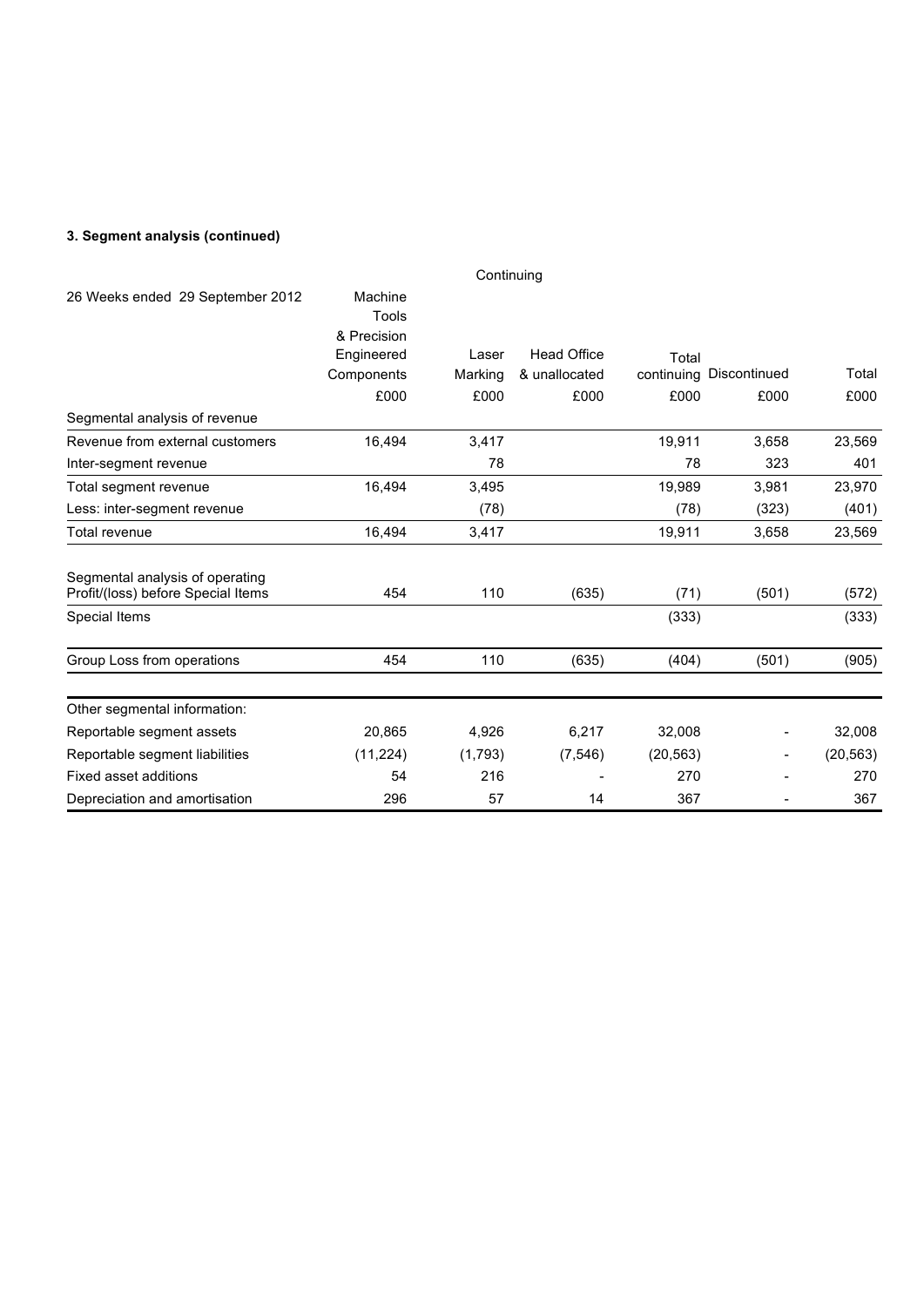### 3. Segment analysis (continued)

| 26 Weeks ended 29 September 2012 | Continuing | | | | | |
|---|---|---|---|---|---|---|
| | Machine Tools & Precision Engineered Components | Laser Marking | Head Office & unallocated | Total continuing | Discontinued | Total |
| | £000 | £000 | £000 | £000 | £000 | £000 |
| Segmental analysis of revenue | | | | | | |
| Revenue from external customers | 16,494 | 3,417 | | 19,911 | 3,658 | 23,569 |
| Inter-segment revenue | | 78 | | 78 | 323 | 401 |
| Total segment revenue | 16,494 | 3,495 | | 19,989 | 3,981 | 23,970 |
| Less: inter-segment revenue | | (78) | | (78) | (323) | (401) |
| Total revenue | 16,494 | 3,417 | | 19,911 | 3,658 | 23,569 |
| Segmental analysis of operating Profit/(loss) before Special Items | 454 | 110 | (635) | (71) | (501) | (572) |
| Special Items | | | | (333) | | (333) |
| Group Loss from operations | 454 | 110 | (635) | (404) | (501) | (905) |
| Other segmental information: | | | | | | |
| Reportable segment assets | 20,865 | 4,926 | 6,217 | 32,008 | - | 32,008 |
| Reportable segment liabilities | (11,224) | (1,793) | (7,546) | (20,563) | - | (20,563) |
| Fixed asset additions | 54 | 216 | - | 270 | - | 270 |
| Depreciation and amortisation | 296 | 57 | 14 | 367 | - | 367 |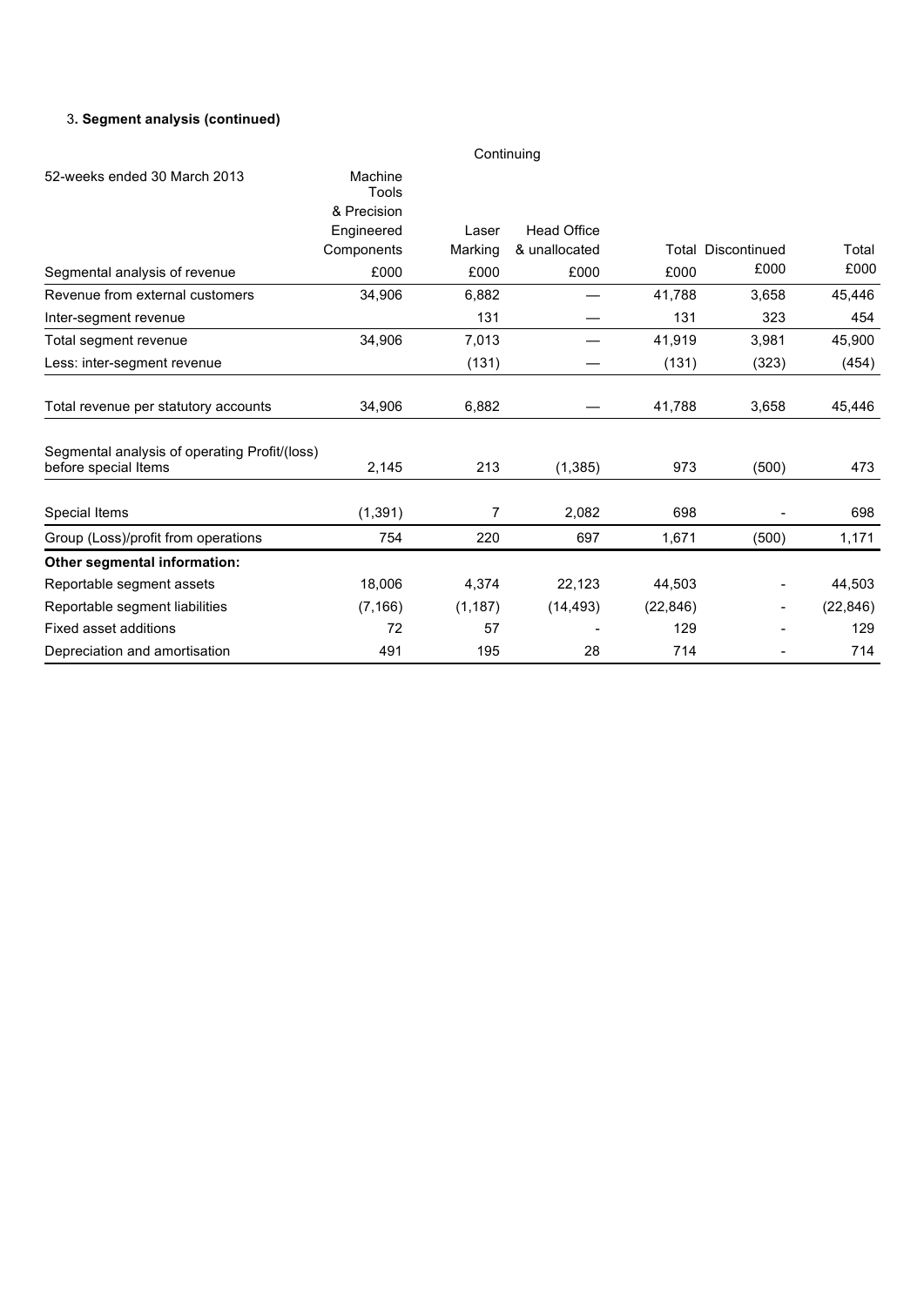3. **Segment analysis (continued)**

| 52-weeks ended 30 March 2013 | Continuing | | | | | |
|---|---|---|---|---|---|---|
| Segmental analysis of revenue | Machine Tools & Precision Engineered Components £000 | Laser Marking £000 | Head Office & unallocated £000 | Total £000 | Discontinued £000 | Total £000 |
| Revenue from external customers | 34,906 | 6,882 | — | 41,788 | 3,658 | 45,446 |
| Inter-segment revenue | | 131 | — | 131 | 323 | 454 |
| Total segment revenue | 34,906 | 7,013 | — | 41,919 | 3,981 | 45,900 |
| Less: inter-segment revenue | | (131) | — | (131) | (323) | (454) |
| Total revenue per statutory accounts | 34,906 | 6,882 | — | 41,788 | 3,658 | 45,446 |
| Segmental analysis of operating Profit/(loss) before special Items | 2,145 | 213 | (1,385) | 973 | (500) | 473 |
| Special Items | (1,391) | 7 | 2,082 | 698 | - | 698 |
| Group (Loss)/profit from operations | 754 | 220 | 697 | 1,671 | (500) | 1,171 |
| **Other segmental information:** | | | | | | |
| Reportable segment assets | 18,006 | 4,374 | 22,123 | 44,503 | - | 44,503 |
| Reportable segment liabilities | (7,166) | (1,187) | (14,493) | (22,846) | - | (22,846) |
| Fixed asset additions | 72 | 57 | - | 129 | - | 129 |
| Depreciation and amortisation | 491 | 195 | 28 | 714 | - | 714 |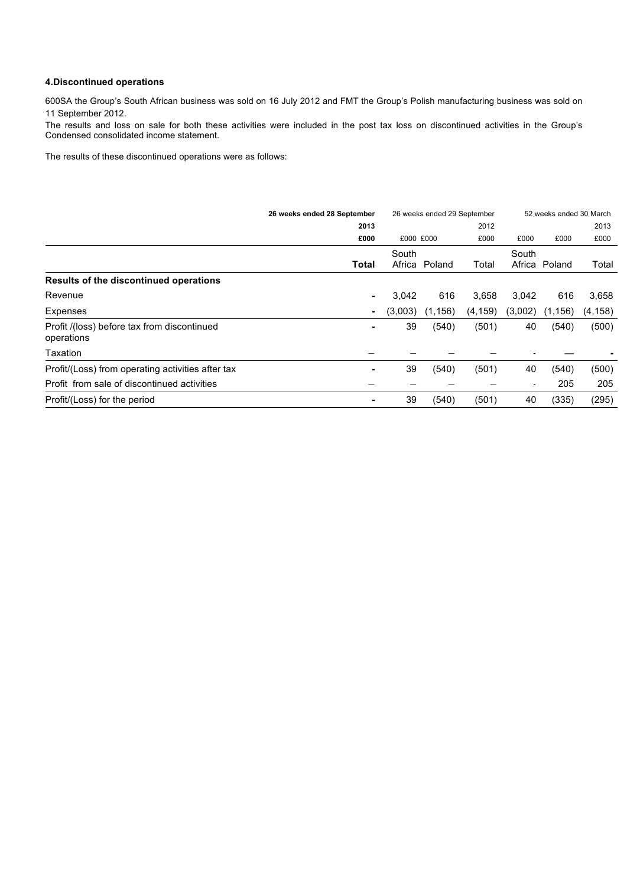### 4.Discontinued operations

600SA the Group's South African business was sold on 16 July 2012 and FMT the Group's Polish manufacturing business was sold on 11 September 2012.

The results and loss on sale for both these activities were included in the post tax loss on discontinued activities in the Group's Condensed consolidated income statement.

The results of these discontinued operations were as follows:

| | 26 weeks ended 28 September | 26 weeks ended 29 September | | | 52 weeks ended 30 March | | |
|---|---|---|---|---|---|---|---|
| | 2013 | | | 2012 | | | 2013 |
| | £000 | £000 | £000 | £000 | £000 | £000 | £000 |
| | **Total** | South Africa | Poland | Total | South Africa | Poland | Total |
| **Results of the discontinued operations** | | | | | | | |
| Revenue | - | 3,042 | 616 | 3,658 | 3,042 | 616 | 3,658 |
| Expenses | - | (3,003) | (1,156) | (4,159) | (3,002) | (1,156) | (4,158) |
| Profit /(loss) before tax from discontinued operations | - | 39 | (540) | (501) | 40 | (540) | (500) |
| Taxation | – | – | – | – | - | — | - |
| Profit/(Loss) from operating activities after tax | - | 39 | (540) | (501) | 40 | (540) | (500) |
| Profit from sale of discontinued activities | – | – | – | – | - | 205 | 205 |
| Profit/(Loss) for the period | - | 39 | (540) | (501) | 40 | (335) | (295) |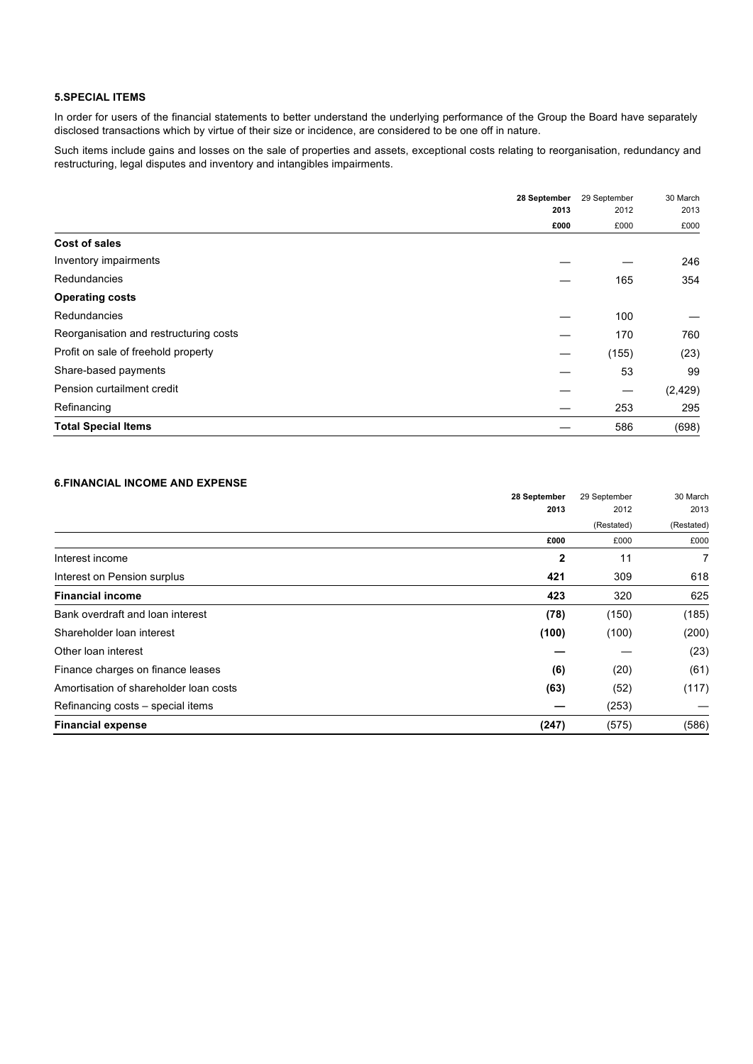### 5. SPECIAL ITEMS

In order for users of the financial statements to better understand the underlying performance of the Group the Board have separately disclosed transactions which by virtue of their size or incidence, are considered to be one off in nature.

Such items include gains and losses on the sale of properties and assets, exceptional costs relating to reorganisation, redundancy and restructuring, legal disputes and inventory and intangibles impairments.

| | **28 September 2013** | 29 September 2012 | 30 March 2013 |
|---|---|---|---|
| | **£000** | £000 | £000 |
| **Cost of sales** | | | |
| Inventory impairments | — | — | 246 |
| Redundancies | — | 165 | 354 |
| **Operating costs** | | | |
| Redundancies | — | 100 | — |
| Reorganisation and restructuring costs | — | 170 | 760 |
| Profit on sale of freehold property | — | (155) | (23) |
| Share-based payments | — | 53 | 99 |
| Pension curtailment credit | — | — | (2,429) |
| Refinancing | — | 253 | 295 |
| **Total Special Items** | — | 586 | (698) |

### 6. FINANCIAL INCOME AND EXPENSE

| | **28 September 2013** | 29 September 2012 | 30 March 2013 |
|---|---|---|---|
| | | (Restated) | (Restated) |
| | **£000** | £000 | £000 |
| Interest income | **2** | 11 | 7 |
| Interest on Pension surplus | **421** | 309 | 618 |
| **Financial income** | **423** | 320 | 625 |
| Bank overdraft and loan interest | **(78)** | (150) | (185) |
| Shareholder loan interest | **(100)** | (100) | (200) |
| Other loan interest | **—** | — | (23) |
| Finance charges on finance leases | **(6)** | (20) | (61) |
| Amortisation of shareholder loan costs | **(63)** | (52) | (117) |
| Refinancing costs – special items | **—** | (253) | — |
| **Financial expense** | **(247)** | (575) | (586) |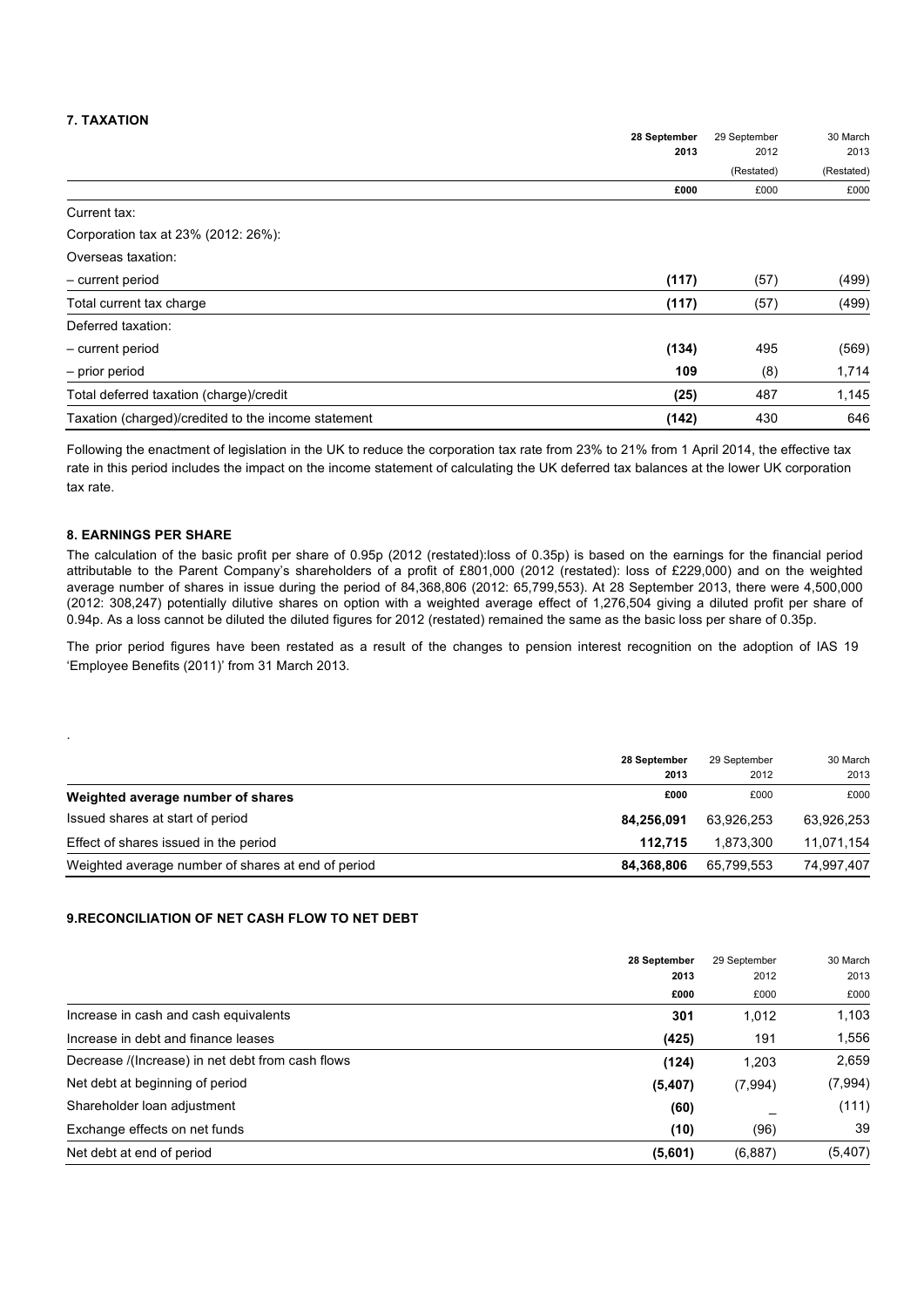## 7. TAXATION

| | 28 September 2013 | 29 September 2012 | 30 March 2013 |
|---|---|---|---|
| | | (Restated) | (Restated) |
| | **£000** | £000 | £000 |
| Current tax: | | | |
| Corporation tax at 23% (2012: 26%): | | | |
| Overseas taxation: | | | |
| – current period | **(117)** | (57) | (499) |
| Total current tax charge | **(117)** | (57) | (499) |
| Deferred taxation: | | | |
| – current period | **(134)** | 495 | (569) |
| – prior period | **109** | (8) | 1,714 |
| Total deferred taxation (charge)/credit | **(25)** | 487 | 1,145 |
| Taxation (charged)/credited to the income statement | **(142)** | 430 | 646 |

Following the enactment of legislation in the UK to reduce the corporation tax rate from 23% to 21% from 1 April 2014, the effective tax rate in this period includes the impact on the income statement of calculating the UK deferred tax balances at the lower UK corporation tax rate.

## 8. EARNINGS PER SHARE

The calculation of the basic profit per share of 0.95p (2012 (restated):loss of 0.35p) is based on the earnings for the financial period attributable to the Parent Company's shareholders of a profit of £801,000 (2012 (restated): loss of £229,000) and on the weighted average number of shares in issue during the period of 84,368,806 (2012: 65,799,553). At 28 September 2013, there were 4,500,000 (2012: 308,247) potentially dilutive shares on option with a weighted average effect of 1,276,504 giving a diluted profit per share of 0.94p. As a loss cannot be diluted the diluted figures for 2012 (restated) remained the same as the basic loss per share of 0.35p.

The prior period figures have been restated as a result of the changes to pension interest recognition on the adoption of IAS 19 'Employee Benefits (2011)' from 31 March 2013.

| | 28 September 2013 | 29 September 2012 | 30 March 2013 |
|---|---|---|---|
| **Weighted average number of shares** | **£000** | £000 | £000 |
| Issued shares at start of period | **84,256,091** | 63,926,253 | 63,926,253 |
| Effect of shares issued in the period | **112,715** | 1,873,300 | 11,071,154 |
| Weighted average number of shares at end of period | **84,368,806** | 65,799,553 | 74,997,407 |

## 9.RECONCILIATION OF NET CASH FLOW TO NET DEBT

| | 28 September 2013 | 29 September 2012 | 30 March 2013 |
|---|---|---|---|
| | **£000** | £000 | £000 |
| Increase in cash and cash equivalents | **301** | 1,012 | 1,103 |
| Increase in debt and finance leases | **(425)** | 191 | 1,556 |
| Decrease /(Increase) in net debt from cash flows | **(124)** | 1,203 | 2,659 |
| Net debt at beginning of period | **(5,407)** | (7,994) | (7,994) |
| Shareholder loan adjustment | **(60)** | _ | (111) |
| Exchange effects on net funds | **(10)** | (96) | 39 |
| Net debt at end of period | **(5,601)** | (6,887) | (5,407) |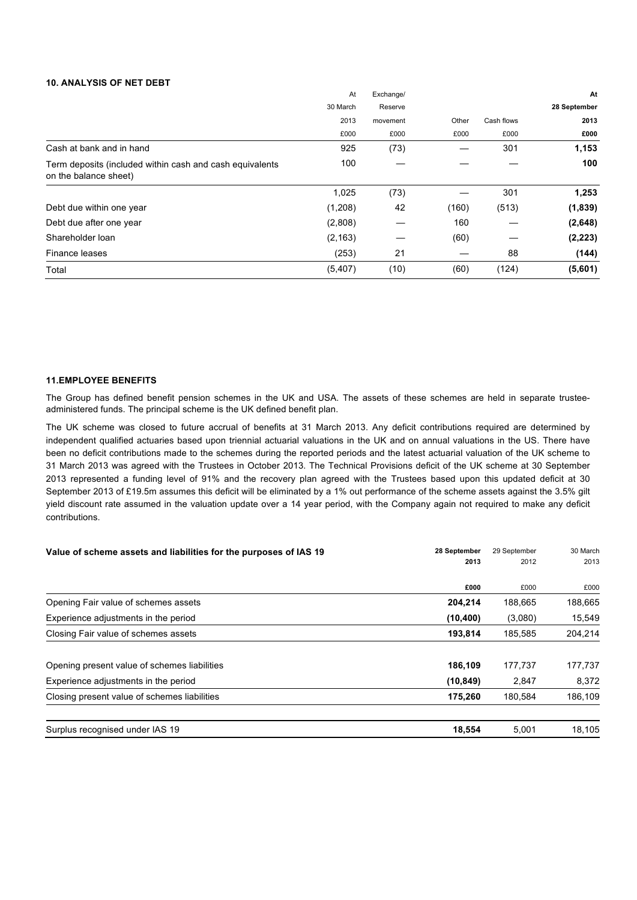### 10. ANALYSIS OF NET DEBT

| | At 30 March 2013 £000 | Exchange/ Reserve movement £000 | Other £000 | Cash flows £000 | **At 28 September 2013 £000** |
|---|---|---|---|---|---|
| Cash at bank and in hand | 925 | (73) | — | 301 | **1,153** |
| Term deposits (included within cash and cash equivalents on the balance sheet) | 100 | — | — | — | **100** |
| | 1,025 | (73) | — | 301 | **1,253** |
| Debt due within one year | (1,208) | 42 | (160) | (513) | **(1,839)** |
| Debt due after one year | (2,808) | — | 160 | — | **(2,648)** |
| Shareholder loan | (2,163) | — | (60) | — | **(2,223)** |
| Finance leases | (253) | 21 | — | 88 | **(144)** |
| Total | (5,407) | (10) | (60) | (124) | **(5,601)** |

### 11. EMPLOYEE BENEFITS

The Group has defined benefit pension schemes in the UK and USA. The assets of these schemes are held in separate trustee-administered funds. The principal scheme is the UK defined benefit plan.

The UK scheme was closed to future accrual of benefits at 31 March 2013. Any deficit contributions required are determined by independent qualified actuaries based upon triennial actuarial valuations in the UK and on annual valuations in the US. There have been no deficit contributions made to the schemes during the reported periods and the latest actuarial valuation of the UK scheme to 31 March 2013 was agreed with the Trustees in October 2013. The Technical Provisions deficit of the UK scheme at 30 September 2013 represented a funding level of 91% and the recovery plan agreed with the Trustees based upon this updated deficit at 30 September 2013 of £19.5m assumes this deficit will be eliminated by a 1% out performance of the scheme assets against the 3.5% gilt yield discount rate assumed in the valuation update over a 14 year period, with the Company again not required to make any deficit contributions.

| Value of scheme assets and liabilities for the purposes of IAS 19 | **28 September 2013** | 29 September 2012 | 30 March 2013 |
|---|---|---|---|
| | **£000** | £000 | £000 |
| Opening Fair value of schemes assets | **204,214** | 188,665 | 188,665 |
| Experience adjustments in the period | **(10,400)** | (3,080) | 15,549 |
| Closing Fair value of schemes assets | **193,814** | 185,585 | 204,214 |
| | | | |
| Opening present value of schemes liabilities | **186,109** | 177,737 | 177,737 |
| Experience adjustments in the period | **(10,849)** | 2,847 | 8,372 |
| Closing present value of schemes liabilities | **175,260** | 180,584 | 186,109 |
| | | | |
| Surplus recognised under IAS 19 | **18,554** | 5,001 | 18,105 |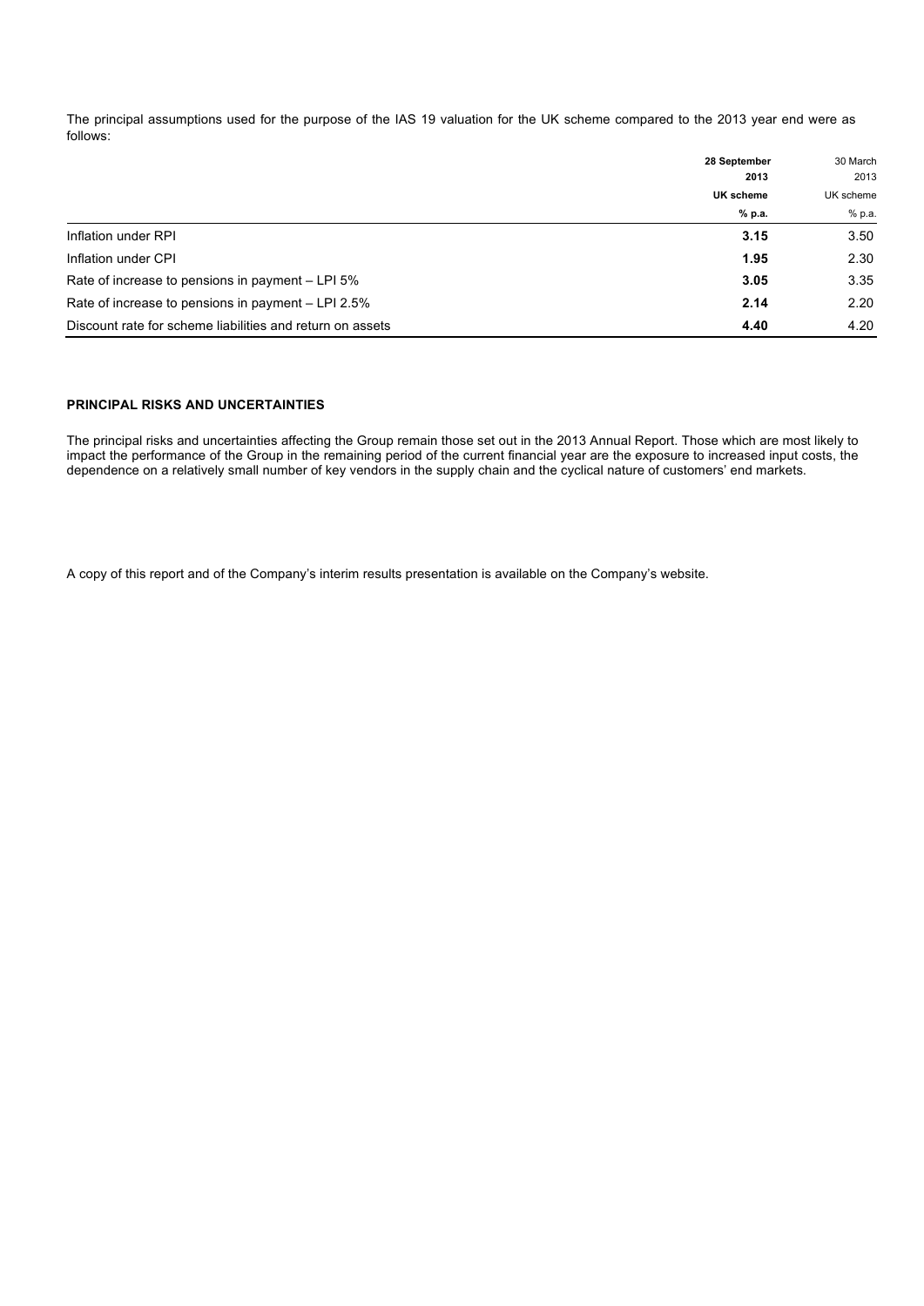The principal assumptions used for the purpose of the IAS 19 valuation for the UK scheme compared to the 2013 year end were as follows:

| | **28 September 2013 UK scheme % p.a.** | 30 March 2013 UK scheme % p.a. |
|---|---|---|
| Inflation under RPI | **3.15** | 3.50 |
| Inflation under CPI | **1.95** | 2.30 |
| Rate of increase to pensions in payment – LPI 5% | **3.05** | 3.35 |
| Rate of increase to pensions in payment – LPI 2.5% | **2.14** | 2.20 |
| Discount rate for scheme liabilities and return on assets | **4.40** | 4.20 |

**PRINCIPAL RISKS AND UNCERTAINTIES**

The principal risks and uncertainties affecting the Group remain those set out in the 2013 Annual Report. Those which are most likely to impact the performance of the Group in the remaining period of the current financial year are the exposure to increased input costs, the dependence on a relatively small number of key vendors in the supply chain and the cyclical nature of customers' end markets.

A copy of this report and of the Company's interim results presentation is available on the Company's website.